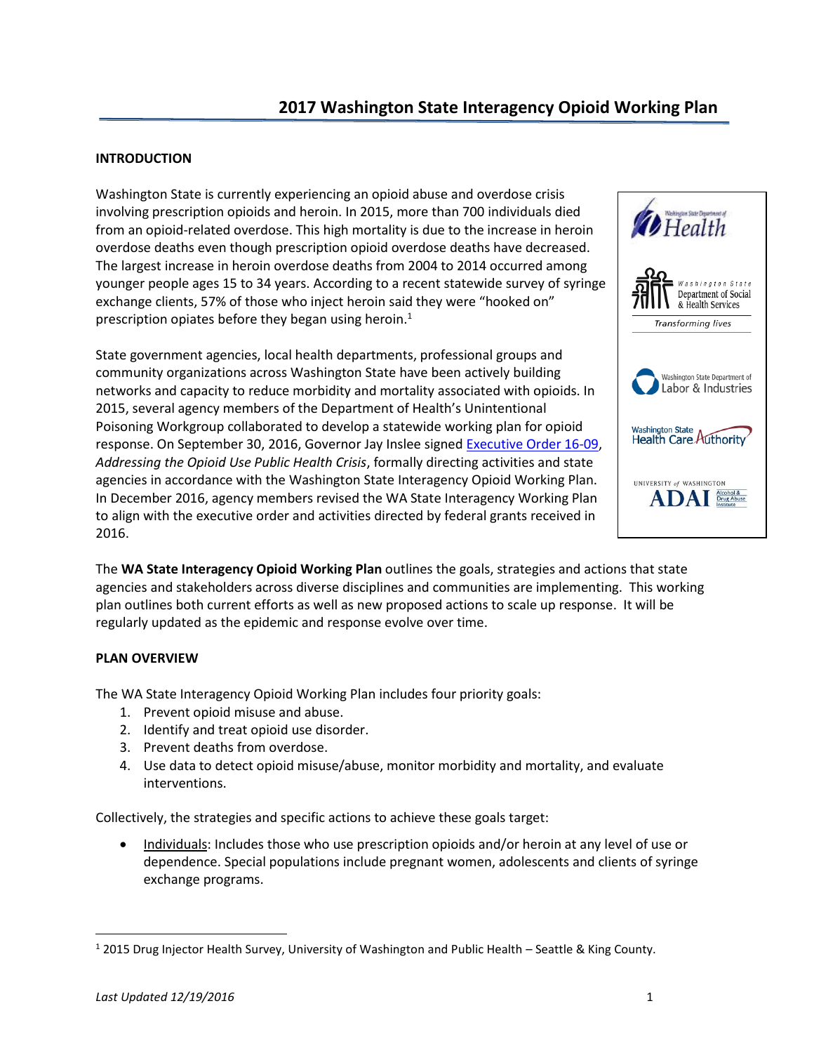# 2017 Washington State Interagency Opioid Working Plan

## INTRODUCTION

Washington State is currently experiencing an opioid abuse and overdose crisis involving prescription opioids and heroin. In 2015, more than 700 individuals died from an opioid-related overdose. This high mortality is due to the increase in heroin overdose deaths even though prescription opioid overdose deaths have decreased. The largest increase in heroin overdose deaths from 2004 to 2014 occurred among younger people ages 15 to 34 years. According to a recent statewide survey of syringe exchange clients, 57% of those who inject heroin said they were "hooked on" prescription opiates before they began using heroin.[1]

State government agencies, local health departments, professional groups and community organizations across Washington State have been actively building networks and capacity to reduce morbidity and mortality associated with opioids. In 2015, several agency members of the Department of Health's Unintentional Poisoning Workgroup collaborated to develop a statewide working plan for opioid response. On September 30, 2016, Governor Jay Inslee signed Executive Order 16-09, *Addressing the Opioid Use Public Health Crisis*, formally directing activities and state agencies in accordance with the Washington State Interagency Opioid Working Plan. In December 2016, agency members revised the WA State Interagency Working Plan to align with the executive order and activities directed by federal grants received in 2016.

The **WA State Interagency Opioid Working Plan** outlines the goals, strategies and actions that state agencies and stakeholders across diverse disciplines and communities are implementing. This working plan outlines both current efforts as well as new proposed actions to scale up response. It will be regularly updated as the epidemic and response evolve over time.

## PLAN OVERVIEW

The WA State Interagency Opioid Working Plan includes four priority goals:

1. Prevent opioid misuse and abuse.
2. Identify and treat opioid use disorder.
3. Prevent deaths from overdose.
4. Use data to detect opioid misuse/abuse, monitor morbidity and mortality, and evaluate interventions.

Collectively, the strategies and specific actions to achieve these goals target:

- Individuals: Includes those who use prescription opioids and/or heroin at any level of use or dependence. Special populations include pregnant women, adolescents and clients of syringe exchange programs.

[1] 2015 Drug Injector Health Survey, University of Washington and Public Health – Seattle & King County.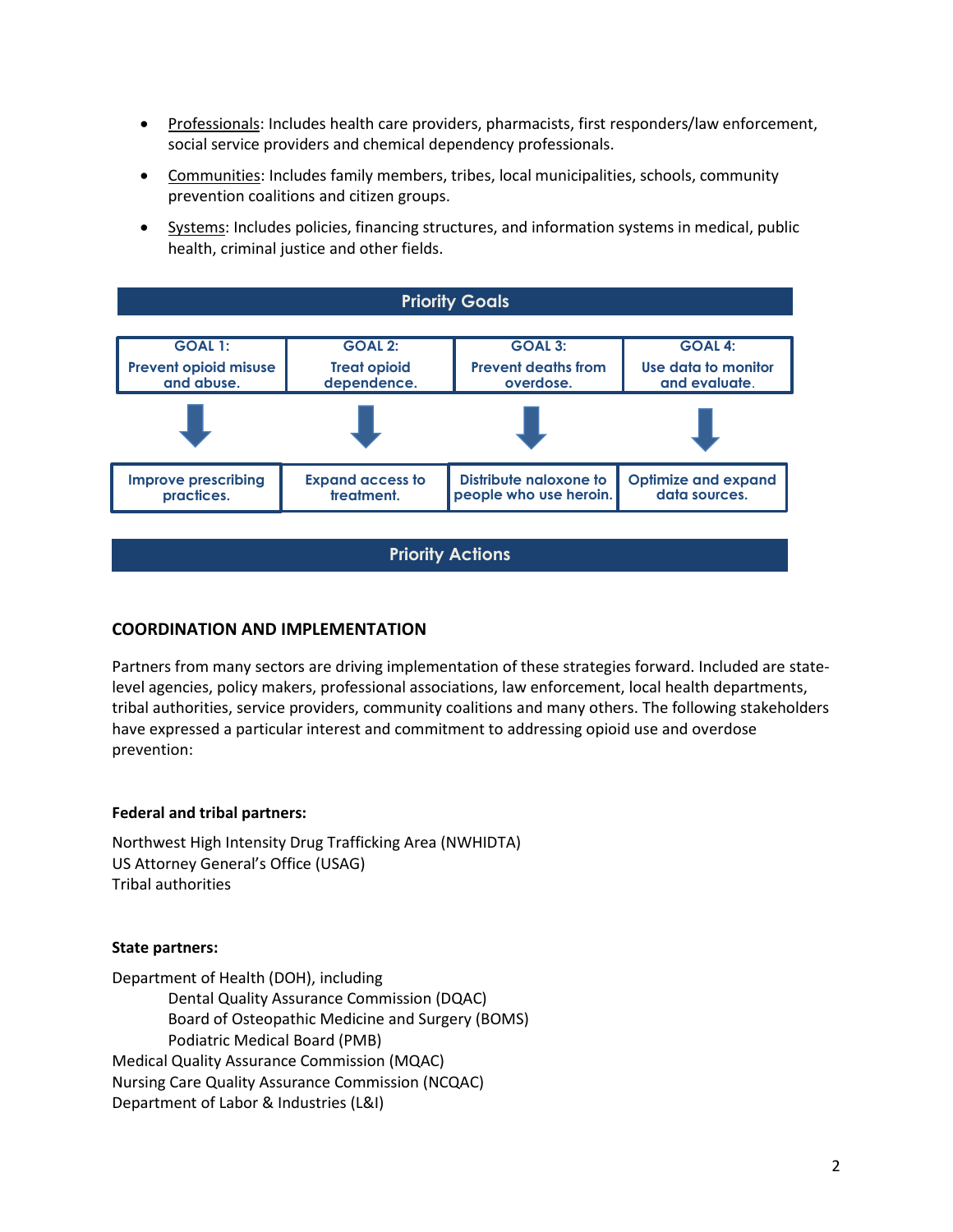- Professionals: Includes health care providers, pharmacists, first responders/law enforcement, social service providers and chemical dependency professionals.
- Communities: Includes family members, tribes, local municipalities, schools, community prevention coalitions and citizen groups.
- Systems: Includes policies, financing structures, and information systems in medical, public health, criminal justice and other fields.

**Priority Goals**

| GOAL 1: Prevent opioid misuse and abuse. | GOAL 2: Treat opioid dependence. | GOAL 3: Prevent deaths from overdose. | GOAL 4: Use data to monitor and evaluate. |
|---|---|---|---|
| ↓ | ↓ | ↓ | ↓ |
| Improve prescribing practices. | Expand access to treatment. | Distribute naloxone to people who use heroin. | Optimize and expand data sources. |

**Priority Actions**

## COORDINATION AND IMPLEMENTATION

Partners from many sectors are driving implementation of these strategies forward. Included are state-level agencies, policy makers, professional associations, law enforcement, local health departments, tribal authorities, service providers, community coalitions and many others. The following stakeholders have expressed a particular interest and commitment to addressing opioid use and overdose prevention:

**Federal and tribal partners:**

Northwest High Intensity Drug Trafficking Area (NWHIDTA)
US Attorney General's Office (USAG)
Tribal authorities

**State partners:**

Department of Health (DOH), including
- Dental Quality Assurance Commission (DQAC)
- Board of Osteopathic Medicine and Surgery (BOMS)
- Podiatric Medical Board (PMB)

Medical Quality Assurance Commission (MQAC)
Nursing Care Quality Assurance Commission (NCQAC)
Department of Labor & Industries (L&I)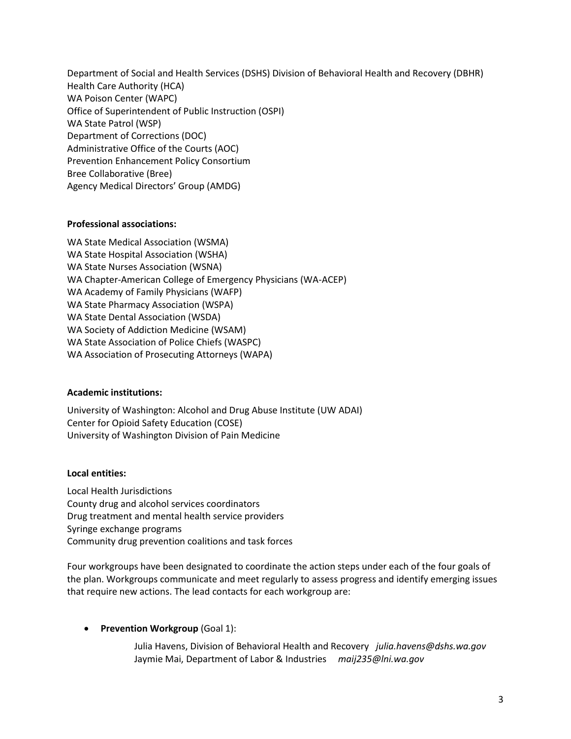Department of Social and Health Services (DSHS) Division of Behavioral Health and Recovery (DBHR)
Health Care Authority (HCA)
WA Poison Center (WAPC)
Office of Superintendent of Public Instruction (OSPI)
WA State Patrol (WSP)
Department of Corrections (DOC)
Administrative Office of the Courts (AOC)
Prevention Enhancement Policy Consortium
Bree Collaborative (Bree)
Agency Medical Directors' Group (AMDG)

**Professional associations:**

WA State Medical Association (WSMA)
WA State Hospital Association (WSHA)
WA State Nurses Association (WSNA)
WA Chapter-American College of Emergency Physicians (WA-ACEP)
WA Academy of Family Physicians (WAFP)
WA State Pharmacy Association (WSPA)
WA State Dental Association (WSDA)
WA Society of Addiction Medicine (WSAM)
WA State Association of Police Chiefs (WASPC)
WA Association of Prosecuting Attorneys (WAPA)

**Academic institutions:**

University of Washington: Alcohol and Drug Abuse Institute (UW ADAI)
Center for Opioid Safety Education (COSE)
University of Washington Division of Pain Medicine

**Local entities:**

Local Health Jurisdictions
County drug and alcohol services coordinators
Drug treatment and mental health service providers
Syringe exchange programs
Community drug prevention coalitions and task forces

Four workgroups have been designated to coordinate the action steps under each of the four goals of the plan. Workgroups communicate and meet regularly to assess progress and identify emerging issues that require new actions. The lead contacts for each workgroup are:

- **Prevention Workgroup** (Goal 1):

  Julia Havens, Division of Behavioral Health and Recovery *julia.havens@dshs.wa.gov*
  Jaymie Mai, Department of Labor & Industries *maij235@lni.wa.gov*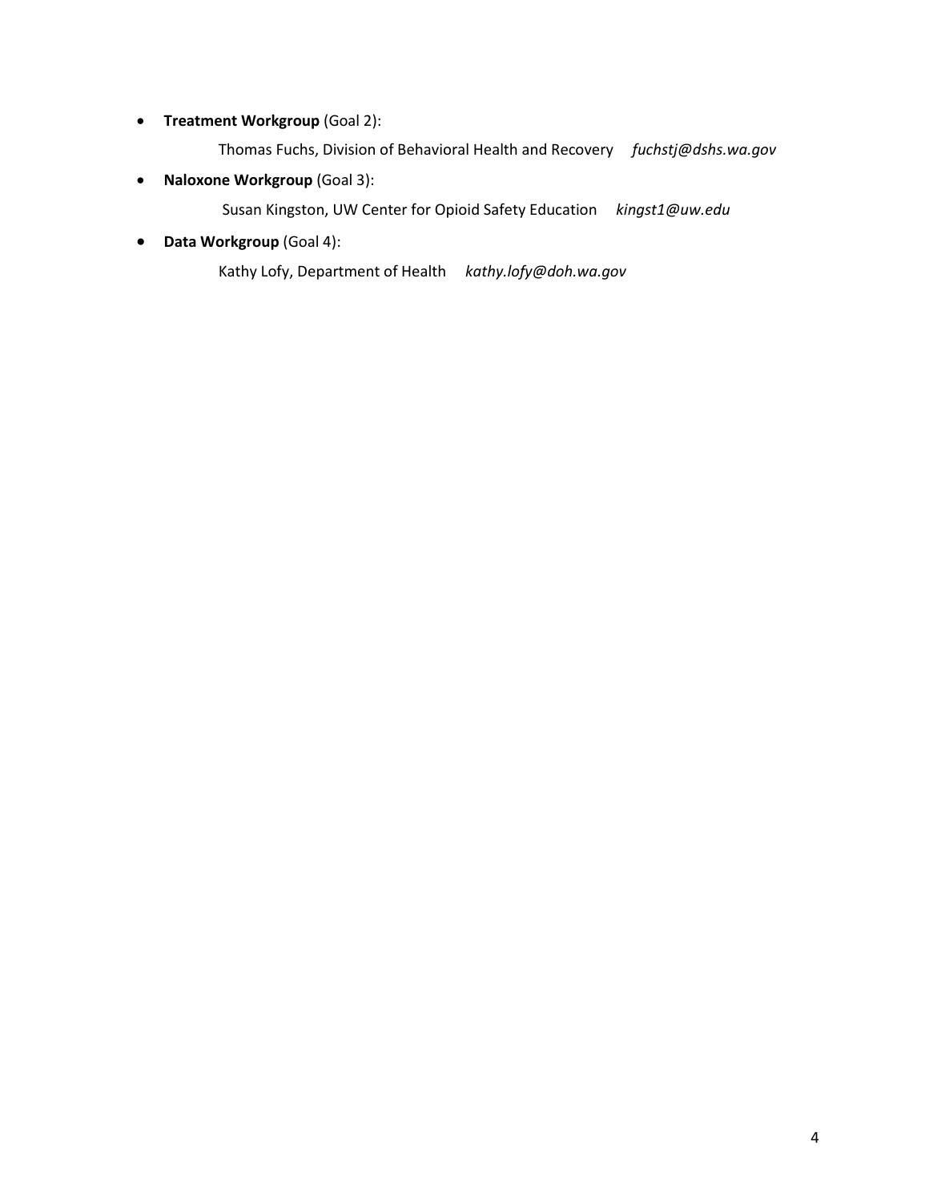- **Treatment Workgroup** (Goal 2):

  Thomas Fuchs, Division of Behavioral Health and Recovery *fuchstj@dshs.wa.gov*

- **Naloxone Workgroup** (Goal 3):

  Susan Kingston, UW Center for Opioid Safety Education *kingst1@uw.edu*

- **Data Workgroup** (Goal 4):

  Kathy Lofy, Department of Health *kathy.lofy@doh.wa.gov*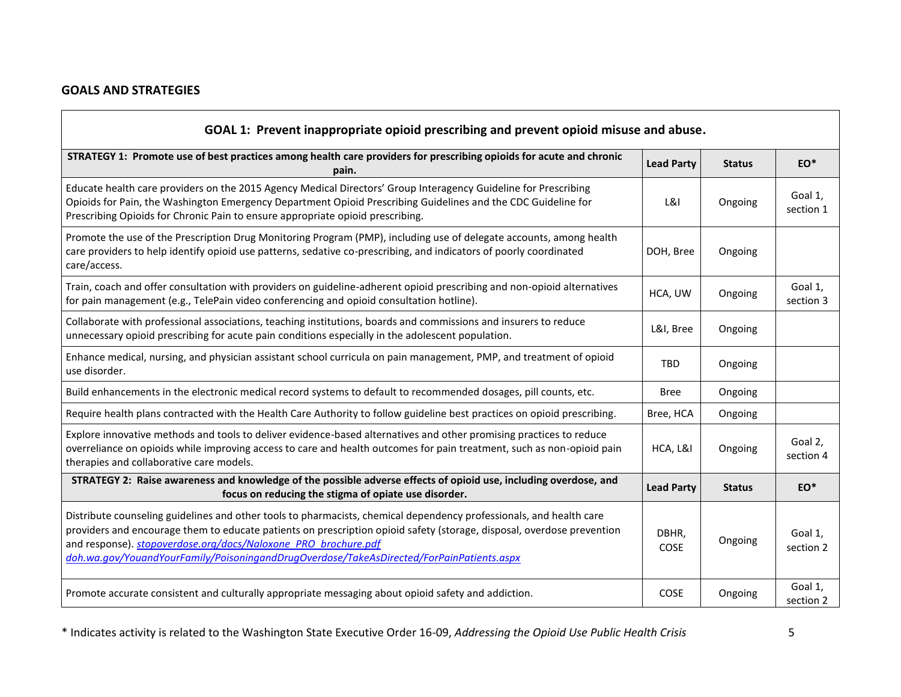## GOALS AND STRATEGIES

| **GOAL 1: Prevent inappropriate opioid prescribing and prevent opioid misuse and abuse.** | | | |
|---|---|---|---|
| **STRATEGY 1: Promote use of best practices among health care providers for prescribing opioids for acute and chronic pain.** | **Lead Party** | **Status** | **EO*** |
| Educate health care providers on the 2015 Agency Medical Directors' Group Interagency Guideline for Prescribing Opioids for Pain, the Washington Emergency Department Opioid Prescribing Guidelines and the CDC Guideline for Prescribing Opioids for Chronic Pain to ensure appropriate opioid prescribing. | L&I | Ongoing | Goal 1, section 1 |
| Promote the use of the Prescription Drug Monitoring Program (PMP), including use of delegate accounts, among health care providers to help identify opioid use patterns, sedative co-prescribing, and indicators of poorly coordinated care/access. | DOH, Bree | Ongoing | |
| Train, coach and offer consultation with providers on guideline-adherent opioid prescribing and non-opioid alternatives for pain management (e.g., TelePain video conferencing and opioid consultation hotline). | HCA, UW | Ongoing | Goal 1, section 3 |
| Collaborate with professional associations, teaching institutions, boards and commissions and insurers to reduce unnecessary opioid prescribing for acute pain conditions especially in the adolescent population. | L&I, Bree | Ongoing | |
| Enhance medical, nursing, and physician assistant school curricula on pain management, PMP, and treatment of opioid use disorder. | TBD | Ongoing | |
| Build enhancements in the electronic medical record systems to default to recommended dosages, pill counts, etc. | Bree | Ongoing | |
| Require health plans contracted with the Health Care Authority to follow guideline best practices on opioid prescribing. | Bree, HCA | Ongoing | |
| Explore innovative methods and tools to deliver evidence-based alternatives and other promising practices to reduce overreliance on opioids while improving access to care and health outcomes for pain treatment, such as non-opioid pain therapies and collaborative care models. | HCA, L&I | Ongoing | Goal 2, section 4 |
| **STRATEGY 2: Raise awareness and knowledge of the possible adverse effects of opioid use, including overdose, and focus on reducing the stigma of opiate use disorder.** | **Lead Party** | **Status** | **EO*** |
| Distribute counseling guidelines and other tools to pharmacists, chemical dependency professionals, and health care providers and encourage them to educate patients on prescription opioid safety (storage, disposal, overdose prevention and response). *stopoverdose.org/docs/Naloxone_PRO_brochure.pdf* *doh.wa.gov/YouandYourFamily/PoisoningandDrugOverdose/TakeAsDirected/ForPainPatients.aspx* | DBHR, COSE | Ongoing | Goal 1, section 2 |
| Promote accurate consistent and culturally appropriate messaging about opioid safety and addiction. | COSE | Ongoing | Goal 1, section 2 |

\* Indicates activity is related to the Washington State Executive Order 16-09, *Addressing the Opioid Use Public Health Crisis*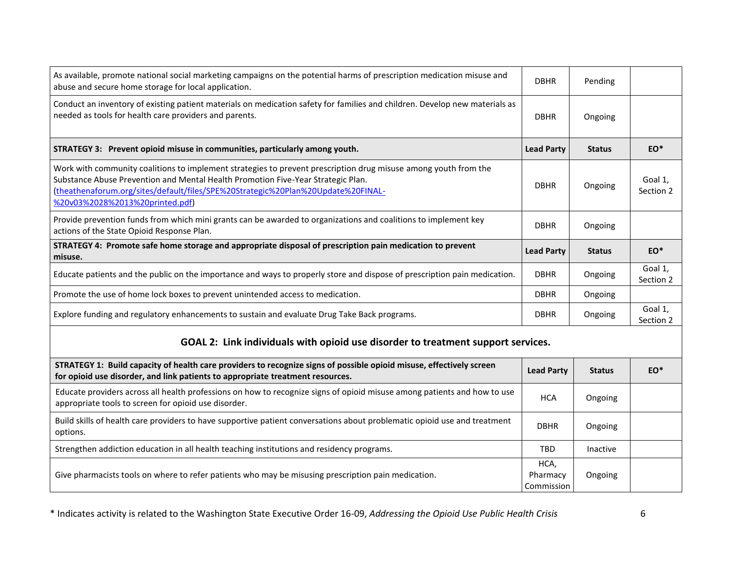| | | | |
|---|---|---|---|
| As available, promote national social marketing campaigns on the potential harms of prescription medication misuse and abuse and secure home storage for local application. | DBHR | Pending | |
| Conduct an inventory of existing patient materials on medication safety for families and children. Develop new materials as needed as tools for health care providers and parents. | DBHR | Ongoing | |
| **STRATEGY 3: Prevent opioid misuse in communities, particularly among youth.** | **Lead Party** | **Status** | **EO*** |
| Work with community coalitions to implement strategies to prevent prescription drug misuse among youth from the Substance Abuse Prevention and Mental Health Promotion Five-Year Strategic Plan. (theathenaforum.org/sites/default/files/SPE%20Strategic%20Plan%20Update%20FINAL-%20v03%2028%2013%20printed.pdf) | DBHR | Ongoing | Goal 1, Section 2 |
| Provide prevention funds from which mini grants can be awarded to organizations and coalitions to implement key actions of the State Opioid Response Plan. | DBHR | Ongoing | |
| **STRATEGY 4: Promote safe home storage and appropriate disposal of prescription pain medication to prevent misuse.** | **Lead Party** | **Status** | **EO*** |
| Educate patients and the public on the importance and ways to properly store and dispose of prescription pain medication. | DBHR | Ongoing | Goal 1, Section 2 |
| Promote the use of home lock boxes to prevent unintended access to medication. | DBHR | Ongoing | |
| Explore funding and regulatory enhancements to sustain and evaluate Drug Take Back programs. | DBHR | Ongoing | Goal 1, Section 2 |

## GOAL 2: Link individuals with opioid use disorder to treatment support services.

| **STRATEGY 1: Build capacity of health care providers to recognize signs of possible opioid misuse, effectively screen for opioid use disorder, and link patients to appropriate treatment resources.** | **Lead Party** | **Status** | **EO*** |
|---|---|---|---|
| Educate providers across all health professions on how to recognize signs of opioid misuse among patients and how to use appropriate tools to screen for opioid use disorder. | HCA | Ongoing | |
| Build skills of health care providers to have supportive patient conversations about problematic opioid use and treatment options. | DBHR | Ongoing | |
| Strengthen addiction education in all health teaching institutions and residency programs. | TBD | Inactive | |
| Give pharmacists tools on where to refer patients who may be misusing prescription pain medication. | HCA, Pharmacy Commission | Ongoing | |

* Indicates activity is related to the Washington State Executive Order 16-09, *Addressing the Opioid Use Public Health Crisis*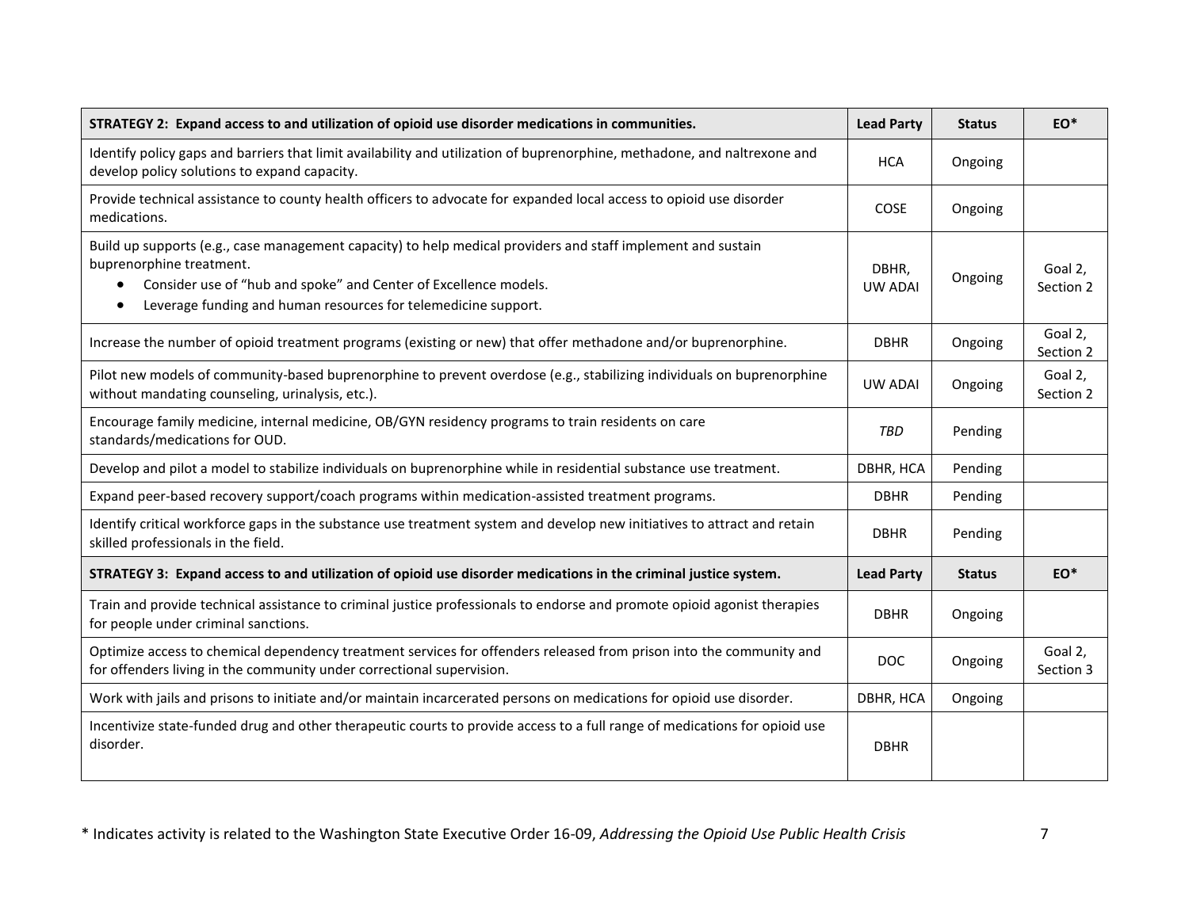| STRATEGY 2: Expand access to and utilization of opioid use disorder medications in communities. | Lead Party | Status | EO* |
|---|---|---|---|
| Identify policy gaps and barriers that limit availability and utilization of buprenorphine, methadone, and naltrexone and develop policy solutions to expand capacity. | HCA | Ongoing | |
| Provide technical assistance to county health officers to advocate for expanded local access to opioid use disorder medications. | COSE | Ongoing | |
| Build up supports (e.g., case management capacity) to help medical providers and staff implement and sustain buprenorphine treatment.<br>• Consider use of "hub and spoke" and Center of Excellence models.<br>• Leverage funding and human resources for telemedicine support. | DBHR, UW ADAI | Ongoing | Goal 2, Section 2 |
| Increase the number of opioid treatment programs (existing or new) that offer methadone and/or buprenorphine. | DBHR | Ongoing | Goal 2, Section 2 |
| Pilot new models of community-based buprenorphine to prevent overdose (e.g., stabilizing individuals on buprenorphine without mandating counseling, urinalysis, etc.). | UW ADAI | Ongoing | Goal 2, Section 2 |
| Encourage family medicine, internal medicine, OB/GYN residency programs to train residents on care standards/medications for OUD. | *TBD* | Pending | |
| Develop and pilot a model to stabilize individuals on buprenorphine while in residential substance use treatment. | DBHR, HCA | Pending | |
| Expand peer-based recovery support/coach programs within medication-assisted treatment programs. | DBHR | Pending | |
| Identify critical workforce gaps in the substance use treatment system and develop new initiatives to attract and retain skilled professionals in the field. | DBHR | Pending | |
| **STRATEGY 3: Expand access to and utilization of opioid use disorder medications in the criminal justice system.** | **Lead Party** | **Status** | **EO*** |
| Train and provide technical assistance to criminal justice professionals to endorse and promote opioid agonist therapies for people under criminal sanctions. | DBHR | Ongoing | |
| Optimize access to chemical dependency treatment services for offenders released from prison into the community and for offenders living in the community under correctional supervision. | DOC | Ongoing | Goal 2, Section 3 |
| Work with jails and prisons to initiate and/or maintain incarcerated persons on medications for opioid use disorder. | DBHR, HCA | Ongoing | |
| Incentivize state-funded drug and other therapeutic courts to provide access to a full range of medications for opioid use disorder. | DBHR | | |

* Indicates activity is related to the Washington State Executive Order 16-09, *Addressing the Opioid Use Public Health Crisis*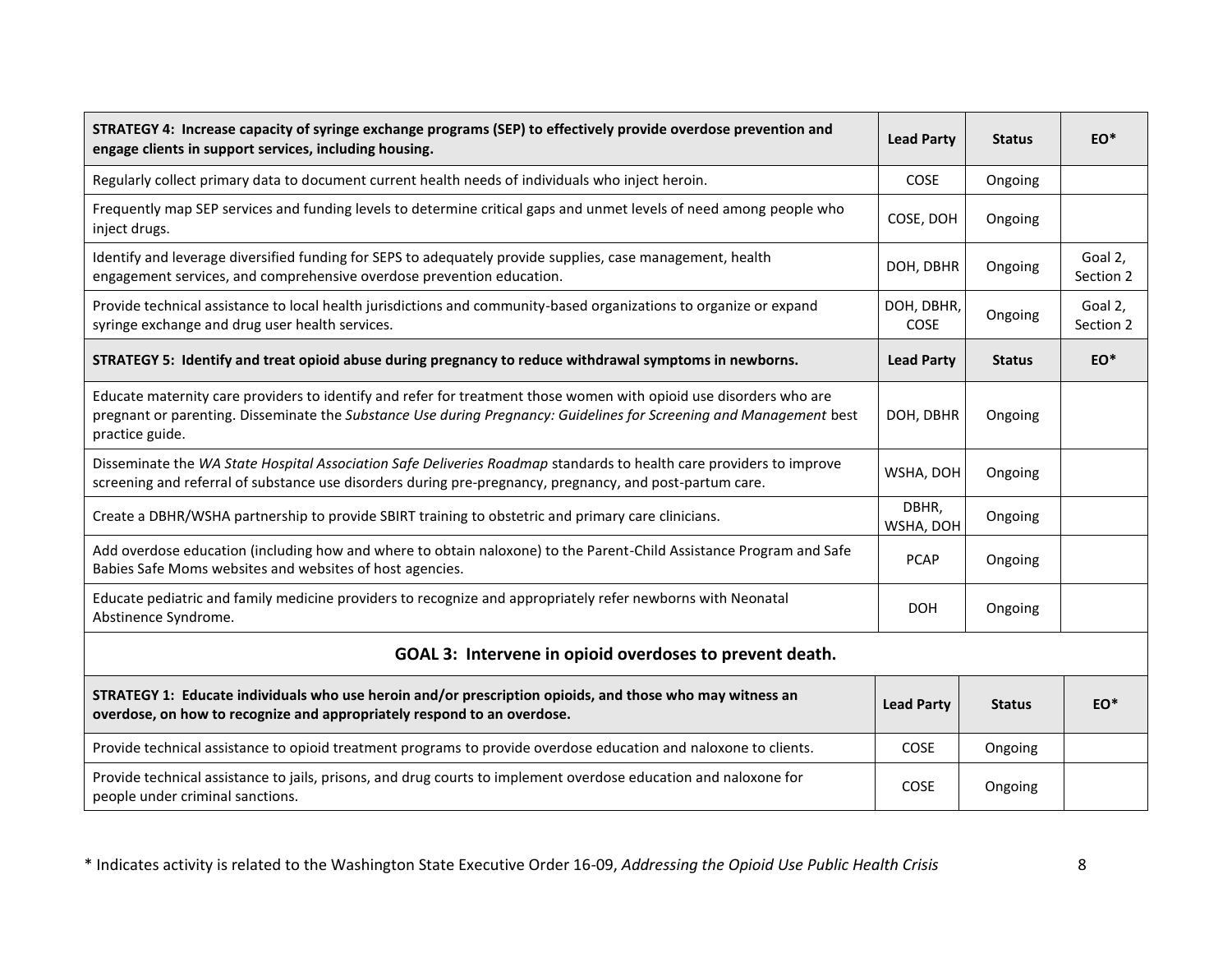| **STRATEGY 4: Increase capacity of syringe exchange programs (SEP) to effectively provide overdose prevention and engage clients in support services, including housing.** | **Lead Party** | **Status** | **EO*** |
|---|---|---|---|
| Regularly collect primary data to document current health needs of individuals who inject heroin. | COSE | Ongoing | |
| Frequently map SEP services and funding levels to determine critical gaps and unmet levels of need among people who inject drugs. | COSE, DOH | Ongoing | |
| Identify and leverage diversified funding for SEPS to adequately provide supplies, case management, health engagement services, and comprehensive overdose prevention education. | DOH, DBHR | Ongoing | Goal 2, Section 2 |
| Provide technical assistance to local health jurisdictions and community-based organizations to organize or expand syringe exchange and drug user health services. | DOH, DBHR, COSE | Ongoing | Goal 2, Section 2 |
| **STRATEGY 5: Identify and treat opioid abuse during pregnancy to reduce withdrawal symptoms in newborns.** | **Lead Party** | **Status** | **EO*** |
| Educate maternity care providers to identify and refer for treatment those women with opioid use disorders who are pregnant or parenting. Disseminate the *Substance Use during Pregnancy: Guidelines for Screening and Management* best practice guide. | DOH, DBHR | Ongoing | |
| Disseminate the *WA State Hospital Association Safe Deliveries Roadmap* standards to health care providers to improve screening and referral of substance use disorders during pre-pregnancy, pregnancy, and post-partum care. | WSHA, DOH | Ongoing | |
| Create a DBHR/WSHA partnership to provide SBIRT training to obstetric and primary care clinicians. | DBHR, WSHA, DOH | Ongoing | |
| Add overdose education (including how and where to obtain naloxone) to the Parent-Child Assistance Program and Safe Babies Safe Moms websites and websites of host agencies. | PCAP | Ongoing | |
| Educate pediatric and family medicine providers to recognize and appropriately refer newborns with Neonatal Abstinence Syndrome. | DOH | Ongoing | |

## GOAL 3: Intervene in opioid overdoses to prevent death.

| **STRATEGY 1: Educate individuals who use heroin and/or prescription opioids, and those who may witness an overdose, on how to recognize and appropriately respond to an overdose.** | **Lead Party** | **Status** | **EO*** |
|---|---|---|---|
| Provide technical assistance to opioid treatment programs to provide overdose education and naloxone to clients. | COSE | Ongoing | |
| Provide technical assistance to jails, prisons, and drug courts to implement overdose education and naloxone for people under criminal sanctions. | COSE | Ongoing | |

* Indicates activity is related to the Washington State Executive Order 16-09, *Addressing the Opioid Use Public Health Crisis*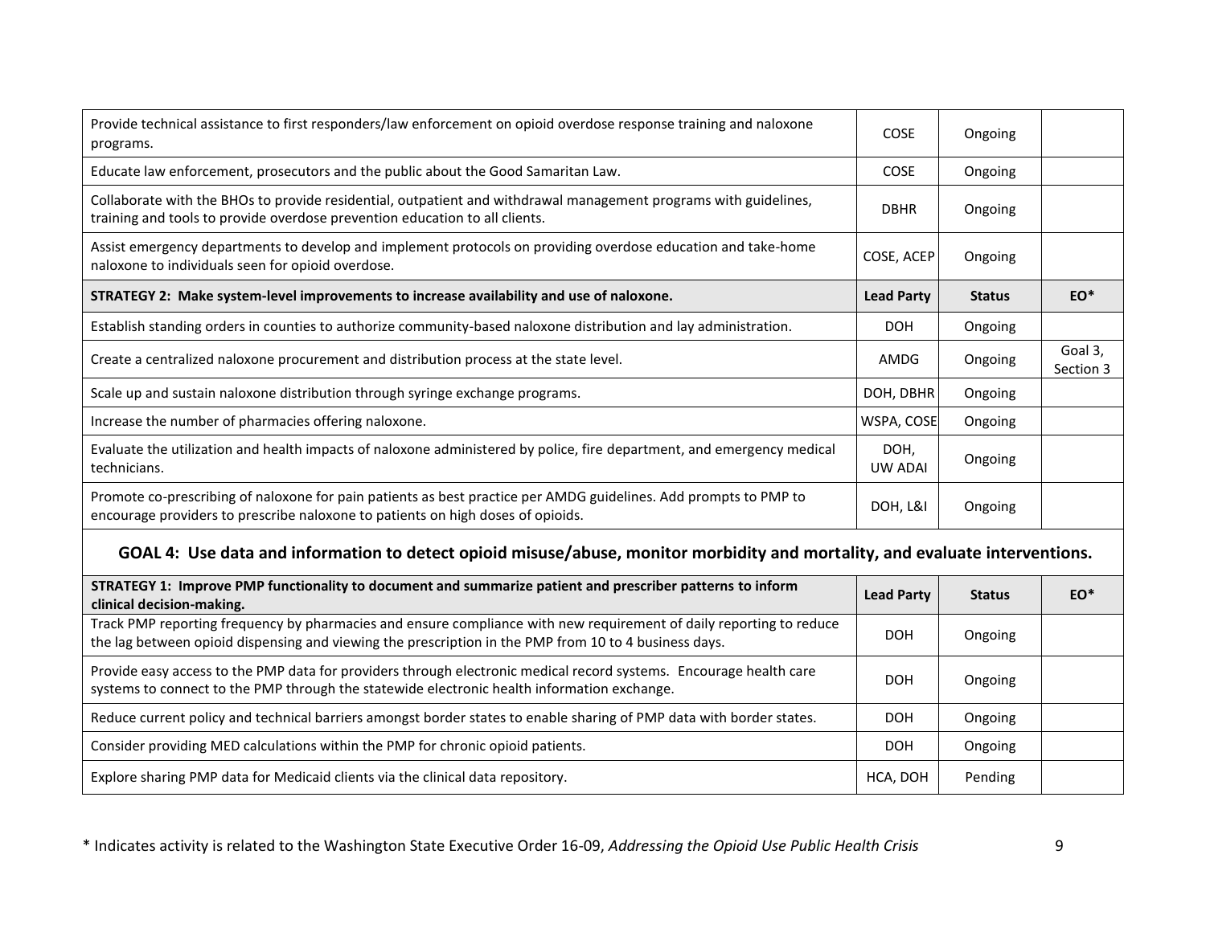| | | | |
|---|---|---|---|
| Provide technical assistance to first responders/law enforcement on opioid overdose response training and naloxone programs. | COSE | Ongoing | |
| Educate law enforcement, prosecutors and the public about the Good Samaritan Law. | COSE | Ongoing | |
| Collaborate with the BHOs to provide residential, outpatient and withdrawal management programs with guidelines, training and tools to provide overdose prevention education to all clients. | DBHR | Ongoing | |
| Assist emergency departments to develop and implement protocols on providing overdose education and take-home naloxone to individuals seen for opioid overdose. | COSE, ACEP | Ongoing | |
| **STRATEGY 2: Make system-level improvements to increase availability and use of naloxone.** | **Lead Party** | **Status** | **EO*** |
| Establish standing orders in counties to authorize community-based naloxone distribution and lay administration. | DOH | Ongoing | |
| Create a centralized naloxone procurement and distribution process at the state level. | AMDG | Ongoing | Goal 3, Section 3 |
| Scale up and sustain naloxone distribution through syringe exchange programs. | DOH, DBHR | Ongoing | |
| Increase the number of pharmacies offering naloxone. | WSPA, COSE | Ongoing | |
| Evaluate the utilization and health impacts of naloxone administered by police, fire department, and emergency medical technicians. | DOH, UW ADAI | Ongoing | |
| Promote co-prescribing of naloxone for pain patients as best practice per AMDG guidelines. Add prompts to PMP to encourage providers to prescribe naloxone to patients on high doses of opioids. | DOH, L&I | Ongoing | |

## GOAL 4: Use data and information to detect opioid misuse/abuse, monitor morbidity and mortality, and evaluate interventions.

| **STRATEGY 1: Improve PMP functionality to document and summarize patient and prescriber patterns to inform clinical decision-making.** | **Lead Party** | **Status** | **EO*** |
|---|---|---|---|
| Track PMP reporting frequency by pharmacies and ensure compliance with new requirement of daily reporting to reduce the lag between opioid dispensing and viewing the prescription in the PMP from 10 to 4 business days. | DOH | Ongoing | |
| Provide easy access to the PMP data for providers through electronic medical record systems. Encourage health care systems to connect to the PMP through the statewide electronic health information exchange. | DOH | Ongoing | |
| Reduce current policy and technical barriers amongst border states to enable sharing of PMP data with border states. | DOH | Ongoing | |
| Consider providing MED calculations within the PMP for chronic opioid patients. | DOH | Ongoing | |
| Explore sharing PMP data for Medicaid clients via the clinical data repository. | HCA, DOH | Pending | |

* Indicates activity is related to the Washington State Executive Order 16-09, *Addressing the Opioid Use Public Health Crisis*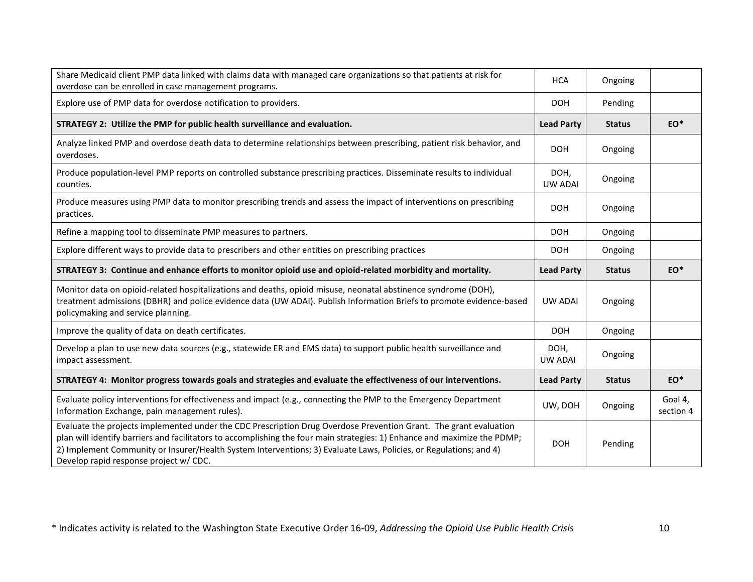| | | | |
|---|---|---|---|
| Share Medicaid client PMP data linked with claims data with managed care organizations so that patients at risk for overdose can be enrolled in case management programs. | HCA | Ongoing | |
| Explore use of PMP data for overdose notification to providers. | DOH | Pending | |
| **STRATEGY 2: Utilize the PMP for public health surveillance and evaluation.** | **Lead Party** | **Status** | **EO*** |
| Analyze linked PMP and overdose death data to determine relationships between prescribing, patient risk behavior, and overdoses. | DOH | Ongoing | |
| Produce population-level PMP reports on controlled substance prescribing practices. Disseminate results to individual counties. | DOH, UW ADAI | Ongoing | |
| Produce measures using PMP data to monitor prescribing trends and assess the impact of interventions on prescribing practices. | DOH | Ongoing | |
| Refine a mapping tool to disseminate PMP measures to partners. | DOH | Ongoing | |
| Explore different ways to provide data to prescribers and other entities on prescribing practices | DOH | Ongoing | |
| **STRATEGY 3: Continue and enhance efforts to monitor opioid use and opioid-related morbidity and mortality.** | **Lead Party** | **Status** | **EO*** |
| Monitor data on opioid-related hospitalizations and deaths, opioid misuse, neonatal abstinence syndrome (DOH), treatment admissions (DBHR) and police evidence data (UW ADAI). Publish Information Briefs to promote evidence-based policymaking and service planning. | UW ADAI | Ongoing | |
| Improve the quality of data on death certificates. | DOH | Ongoing | |
| Develop a plan to use new data sources (e.g., statewide ER and EMS data) to support public health surveillance and impact assessment. | DOH, UW ADAI | Ongoing | |
| **STRATEGY 4: Monitor progress towards goals and strategies and evaluate the effectiveness of our interventions.** | **Lead Party** | **Status** | **EO*** |
| Evaluate policy interventions for effectiveness and impact (e.g., connecting the PMP to the Emergency Department Information Exchange, pain management rules). | UW, DOH | Ongoing | Goal 4, section 4 |
| Evaluate the projects implemented under the CDC Prescription Drug Overdose Prevention Grant. The grant evaluation plan will identify barriers and facilitators to accomplishing the four main strategies: 1) Enhance and maximize the PDMP; 2) Implement Community or Insurer/Health System Interventions; 3) Evaluate Laws, Policies, or Regulations; and 4) Develop rapid response project w/ CDC. | DOH | Pending | |

\* Indicates activity is related to the Washington State Executive Order 16-09, *Addressing the Opioid Use Public Health Crisis*